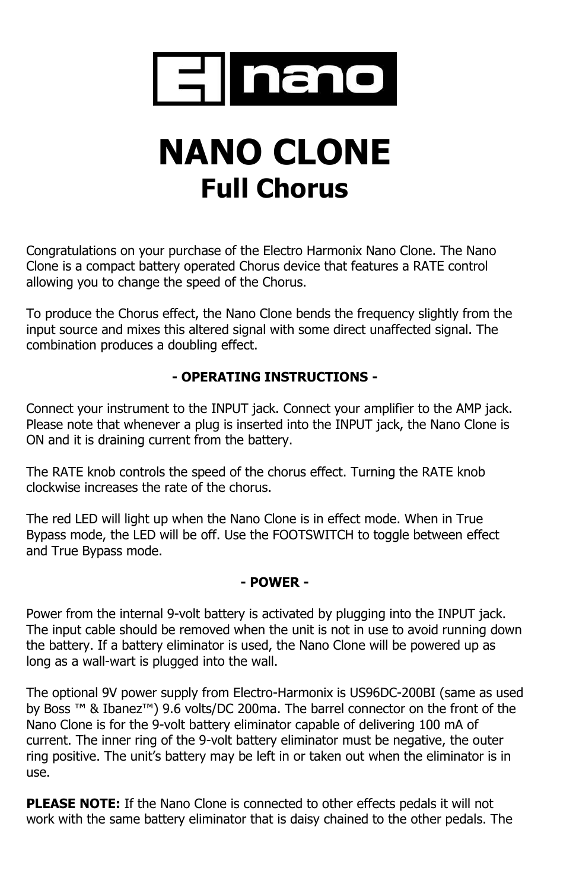# EH nano

# NANO CLONE

## Full Chorus

Congratulations on your purchase of the Electro Harmonix Nano Clone. The Nano Clone is a compact battery operated Chorus device that features a RATE control allowing you to change the speed of the Chorus.

To produce the Chorus effect, the Nano Clone bends the frequency slightly from the input source and mixes this altered signal with some direct unaffected signal. The combination produces a doubling effect.

**- OPERATING INSTRUCTIONS -**

Connect your instrument to the INPUT jack. Connect your amplifier to the AMP jack. Please note that whenever a plug is inserted into the INPUT jack, the Nano Clone is ON and it is draining current from the battery.

The RATE knob controls the speed of the chorus effect. Turning the RATE knob clockwise increases the rate of the chorus.

The red LED will light up when the Nano Clone is in effect mode. When in True Bypass mode, the LED will be off. Use the FOOTSWITCH to toggle between effect and True Bypass mode.

**- POWER -**

Power from the internal 9-volt battery is activated by plugging into the INPUT jack. The input cable should be removed when the unit is not in use to avoid running down the battery. If a battery eliminator is used, the Nano Clone will be powered up as long as a wall-wart is plugged into the wall.

The optional 9V power supply from Electro-Harmonix is US96DC-200BI (same as used by Boss ™ & Ibanez™) 9.6 volts/DC 200ma. The barrel connector on the front of the Nano Clone is for the 9-volt battery eliminator capable of delivering 100 mA of current. The inner ring of the 9-volt battery eliminator must be negative, the outer ring positive. The unit's battery may be left in or taken out when the eliminator is in use.

**PLEASE NOTE:** If the Nano Clone is connected to other effects pedals it will not work with the same battery eliminator that is daisy chained to the other pedals. The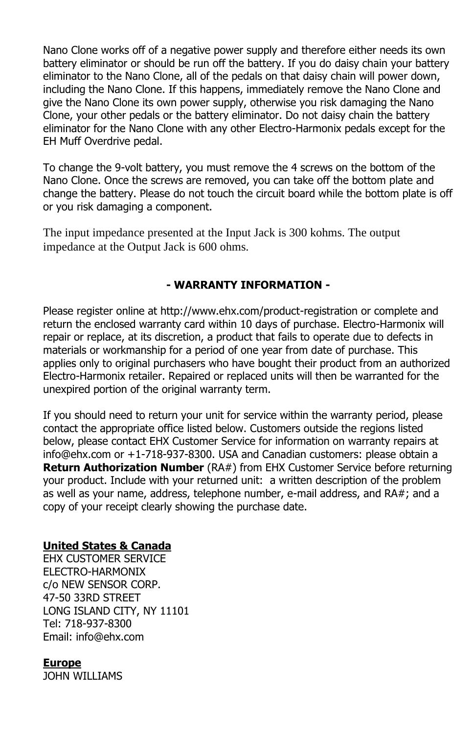Nano Clone works off of a negative power supply and therefore either needs its own battery eliminator or should be run off the battery. If you do daisy chain your battery eliminator to the Nano Clone, all of the pedals on that daisy chain will power down, including the Nano Clone. If this happens, immediately remove the Nano Clone and give the Nano Clone its own power supply, otherwise you risk damaging the Nano Clone, your other pedals or the battery eliminator. Do not daisy chain the battery eliminator for the Nano Clone with any other Electro-Harmonix pedals except for the EH Muff Overdrive pedal.

To change the 9-volt battery, you must remove the 4 screws on the bottom of the Nano Clone. Once the screws are removed, you can take off the bottom plate and change the battery. Please do not touch the circuit board while the bottom plate is off or you risk damaging a component.

The input impedance presented at the Input Jack is 300 kohms. The output impedance at the Output Jack is 600 ohms.

## - WARRANTY INFORMATION -

Please register online at http://www.ehx.com/product-registration or complete and return the enclosed warranty card within 10 days of purchase. Electro-Harmonix will repair or replace, at its discretion, a product that fails to operate due to defects in materials or workmanship for a period of one year from date of purchase. This applies only to original purchasers who have bought their product from an authorized Electro-Harmonix retailer. Repaired or replaced units will then be warranted for the unexpired portion of the original warranty term.

If you should need to return your unit for service within the warranty period, please contact the appropriate office listed below. Customers outside the regions listed below, please contact EHX Customer Service for information on warranty repairs at info@ehx.com or +1-718-937-8300. USA and Canadian customers: please obtain a **Return Authorization Number** (RA#) from EHX Customer Service before returning your product. Include with your returned unit: a written description of the problem as well as your name, address, telephone number, e-mail address, and RA#; and a copy of your receipt clearly showing the purchase date.

**United States & Canada**
EHX CUSTOMER SERVICE
ELECTRO-HARMONIX
c/o NEW SENSOR CORP.
47-50 33RD STREET
LONG ISLAND CITY, NY 11101
Tel: 718-937-8300
Email: info@ehx.com

**Europe**
JOHN WILLIAMS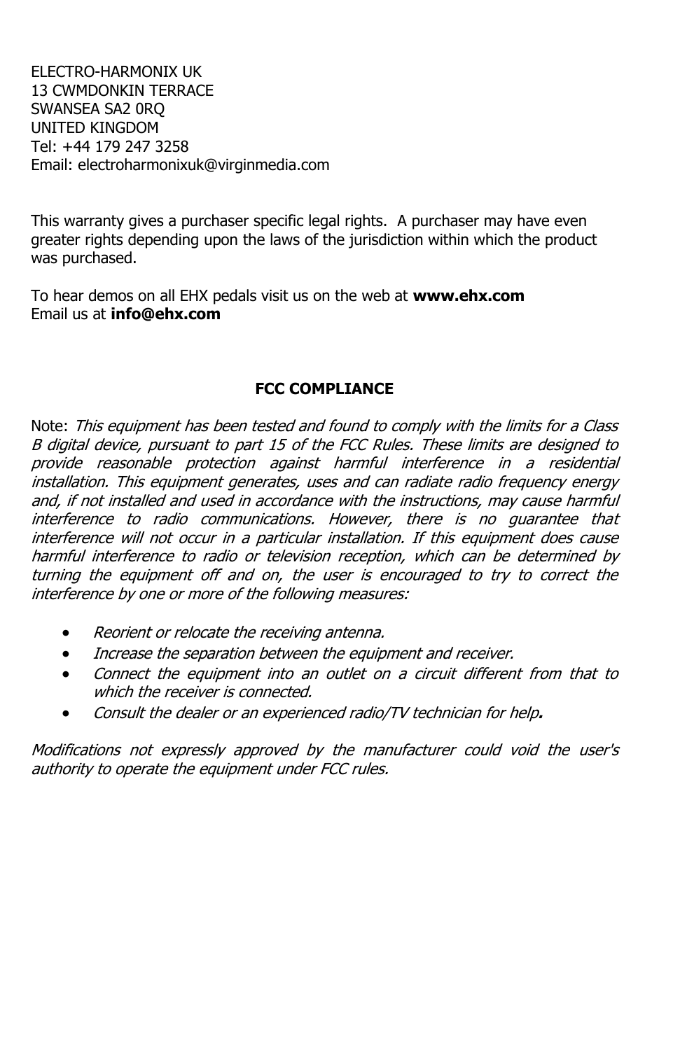ELECTRO-HARMONIX UK
13 CWMDONKIN TERRACE
SWANSEA SA2 0RQ
UNITED KINGDOM
Tel: +44 179 247 3258
Email: electroharmonixuk@virginmedia.com

This warranty gives a purchaser specific legal rights. A purchaser may have even greater rights depending upon the laws of the jurisdiction within which the product was purchased.

To hear demos on all EHX pedals visit us on the web at **www.ehx.com**
Email us at **info@ehx.com**

## FCC COMPLIANCE

Note: *This equipment has been tested and found to comply with the limits for a Class B digital device, pursuant to part 15 of the FCC Rules. These limits are designed to provide reasonable protection against harmful interference in a residential installation. This equipment generates, uses and can radiate radio frequency energy and, if not installed and used in accordance with the instructions, may cause harmful interference to radio communications. However, there is no guarantee that interference will not occur in a particular installation. If this equipment does cause harmful interference to radio or television reception, which can be determined by turning the equipment off and on, the user is encouraged to try to correct the interference by one or more of the following measures:*

- *Reorient or relocate the receiving antenna.*
- *Increase the separation between the equipment and receiver.*
- *Connect the equipment into an outlet on a circuit different from that to which the receiver is connected.*
- *Consult the dealer or an experienced radio/TV technician for help.*

*Modifications not expressly approved by the manufacturer could void the user's authority to operate the equipment under FCC rules.*